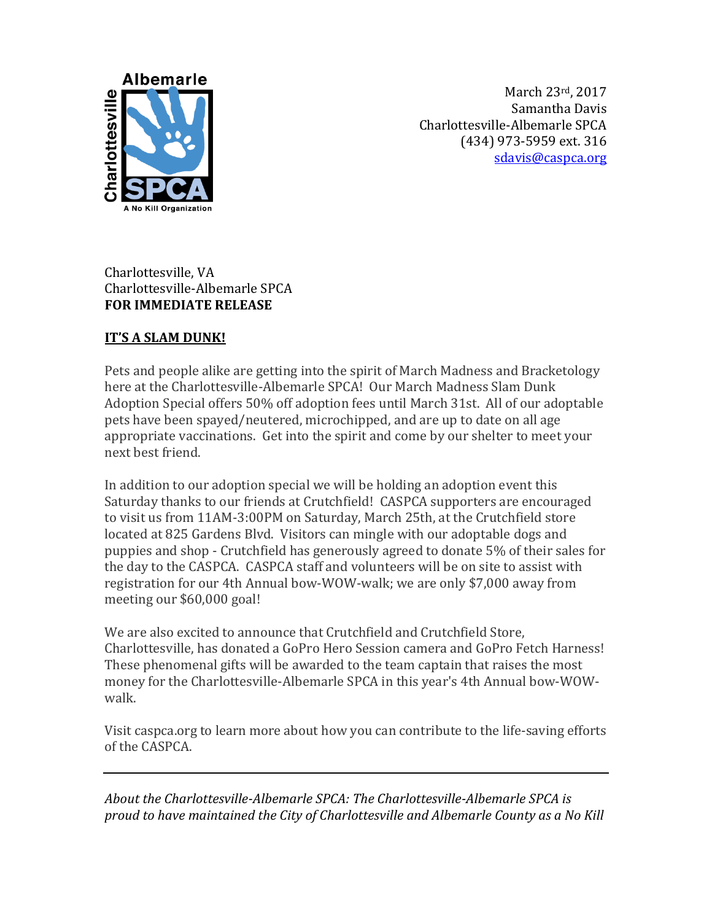March 23rd, 2017
Samantha Davis
Charlottesville-Albemarle SPCA
(434) 973-5959 ext. 316
sdavis@caspca.org

Charlottesville, VA
Charlottesville-Albemarle SPCA
**FOR IMMEDIATE RELEASE**

**IT'S A SLAM DUNK!**

Pets and people alike are getting into the spirit of March Madness and Bracketology here at the Charlottesville-Albemarle SPCA! Our March Madness Slam Dunk Adoption Special offers 50% off adoption fees until March 31st. All of our adoptable pets have been spayed/neutered, microchipped, and are up to date on all age appropriate vaccinations. Get into the spirit and come by our shelter to meet your next best friend.

In addition to our adoption special we will be holding an adoption event this Saturday thanks to our friends at Crutchfield! CASPCA supporters are encouraged to visit us from 11AM-3:00PM on Saturday, March 25th, at the Crutchfield store located at 825 Gardens Blvd. Visitors can mingle with our adoptable dogs and puppies and shop - Crutchfield has generously agreed to donate 5% of their sales for the day to the CASPCA. CASPCA staff and volunteers will be on site to assist with registration for our 4th Annual bow-WOW-walk; we are only $7,000 away from meeting our $60,000 goal!

We are also excited to announce that Crutchfield and Crutchfield Store, Charlottesville, has donated a GoPro Hero Session camera and GoPro Fetch Harness! These phenomenal gifts will be awarded to the team captain that raises the most money for the Charlottesville-Albemarle SPCA in this year's 4th Annual bow-WOW-walk.

Visit caspca.org to learn more about how you can contribute to the life-saving efforts of the CASPCA.

---

*About the Charlottesville-Albemarle SPCA: The Charlottesville-Albemarle SPCA is proud to have maintained the City of Charlottesville and Albemarle County as a No Kill*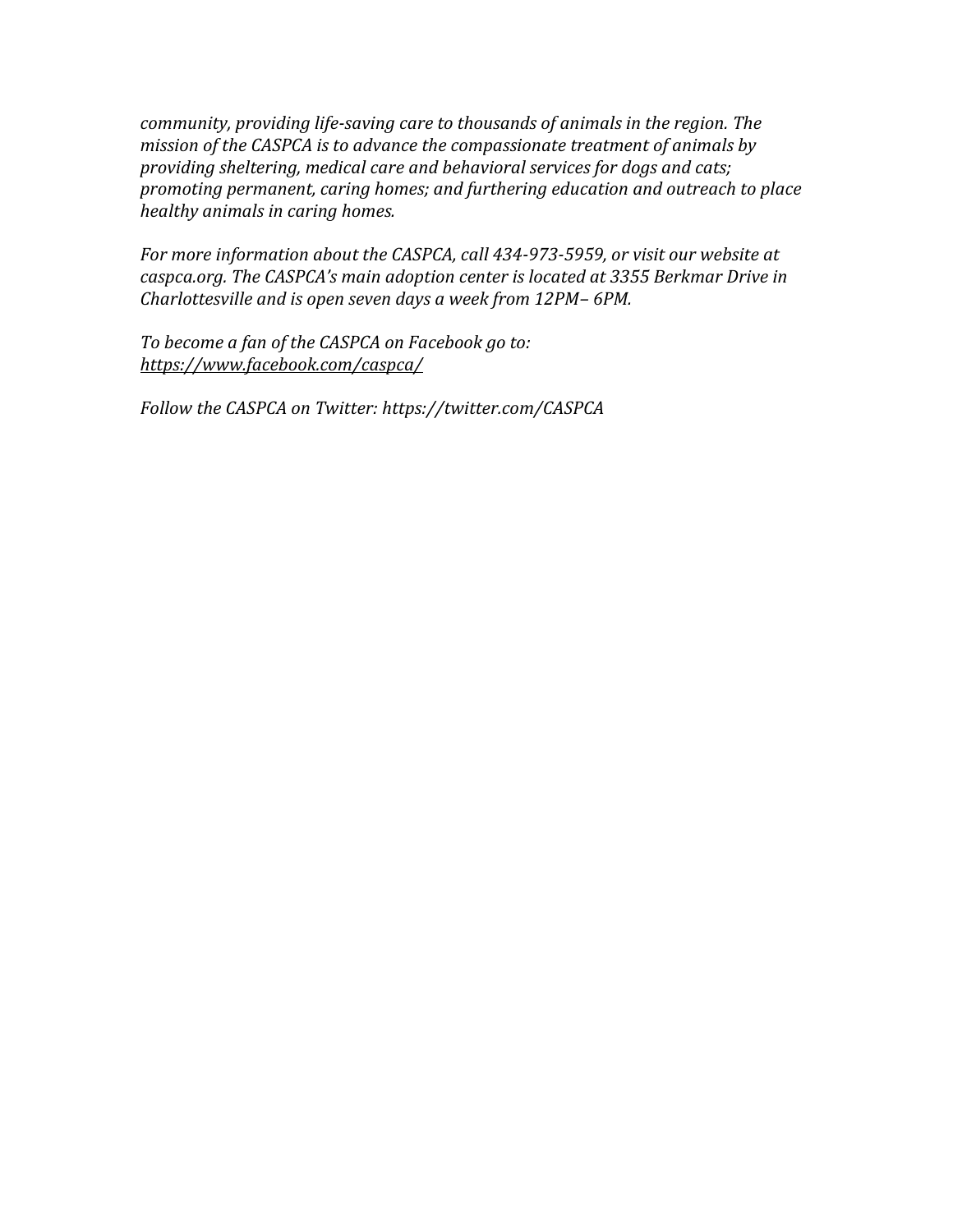*community, providing life-saving care to thousands of animals in the region. The mission of the CASPCA is to advance the compassionate treatment of animals by providing sheltering, medical care and behavioral services for dogs and cats; promoting permanent, caring homes; and furthering education and outreach to place healthy animals in caring homes.*

*For more information about the CASPCA, call 434-973-5959, or visit our website at caspca.org. The CASPCA's main adoption center is located at 3355 Berkmar Drive in Charlottesville and is open seven days a week from 12PM– 6PM.*

*To become a fan of the CASPCA on Facebook go to: https://www.facebook.com/caspca/*

*Follow the CASPCA on Twitter: https://twitter.com/CASPCA*